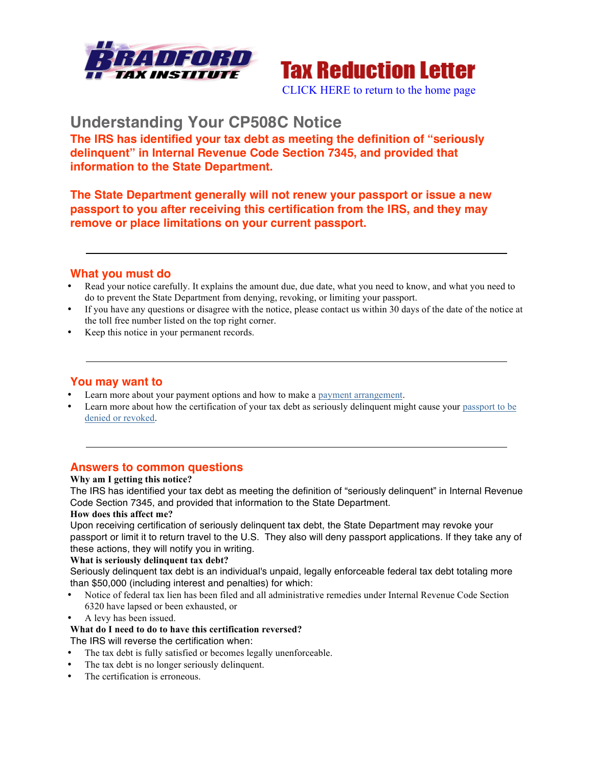BRADFORD TAX INSTITUTE

# Tax Reduction Letter

CLICK HERE to return to the home page

## Understanding Your CP508C Notice

**The IRS has identified your tax debt as meeting the definition of "seriously delinquent" in Internal Revenue Code Section 7345, and provided that information to the State Department.**

**The State Department generally will not renew your passport or issue a new passport to you after receiving this certification from the IRS, and they may remove or place limitations on your current passport.**

---

### What you must do

- Read your notice carefully. It explains the amount due, due date, what you need to know, and what you need to do to prevent the State Department from denying, revoking, or limiting your passport.
- If you have any questions or disagree with the notice, please contact us within 30 days of the date of the notice at the toll free number listed on the top right corner.
- Keep this notice in your permanent records.

---

### You may want to

- Learn more about your payment options and how to make a payment arrangement.
- Learn more about how the certification of your tax debt as seriously delinquent might cause your passport to be denied or revoked.

---

### Answers to common questions

**Why am I getting this notice?**

The IRS has identified your tax debt as meeting the definition of "seriously delinquent" in Internal Revenue Code Section 7345, and provided that information to the State Department.

**How does this affect me?**

Upon receiving certification of seriously delinquent tax debt, the State Department may revoke your passport or limit it to return travel to the U.S. They also will deny passport applications. If they take any of these actions, they will notify you in writing.

**What is seriously delinquent tax debt?**

Seriously delinquent tax debt is an individual's unpaid, legally enforceable federal tax debt totaling more than $50,000 (including interest and penalties) for which:

- Notice of federal tax lien has been filed and all administrative remedies under Internal Revenue Code Section 6320 have lapsed or been exhausted, or
- A levy has been issued.

**What do I need to do to have this certification reversed?**

The IRS will reverse the certification when:

- The tax debt is fully satisfied or becomes legally unenforceable.
- The tax debt is no longer seriously delinquent.
- The certification is erroneous.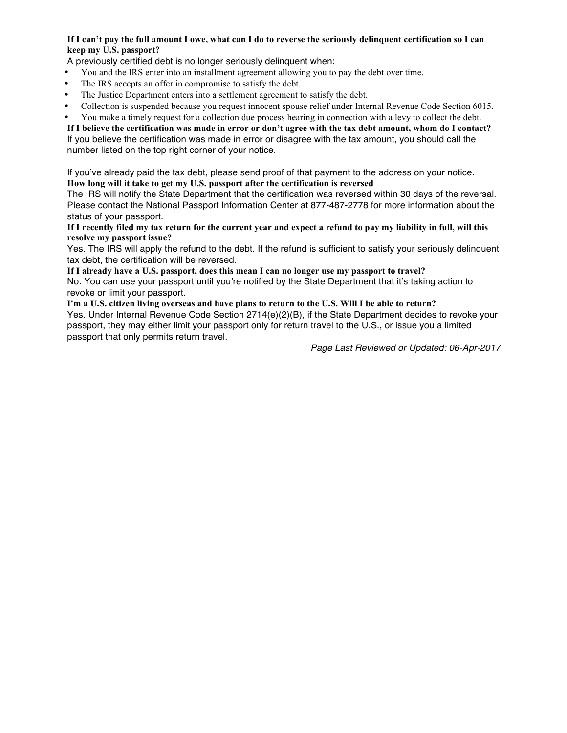**If I can't pay the full amount I owe, what can I do to reverse the seriously delinquent certification so I can keep my U.S. passport?**

A previously certified debt is no longer seriously delinquent when:

- You and the IRS enter into an installment agreement allowing you to pay the debt over time.
- The IRS accepts an offer in compromise to satisfy the debt.
- The Justice Department enters into a settlement agreement to satisfy the debt.
- Collection is suspended because you request innocent spouse relief under Internal Revenue Code Section 6015.
- You make a timely request for a collection due process hearing in connection with a levy to collect the debt.

**If I believe the certification was made in error or don't agree with the tax debt amount, whom do I contact?**

If you believe the certification was made in error or disagree with the tax amount, you should call the number listed on the top right corner of your notice.

If you've already paid the tax debt, please send proof of that payment to the address on your notice.

**How long will it take to get my U.S. passport after the certification is reversed**

The IRS will notify the State Department that the certification was reversed within 30 days of the reversal. Please contact the National Passport Information Center at 877-487-2778 for more information about the status of your passport.

**If I recently filed my tax return for the current year and expect a refund to pay my liability in full, will this resolve my passport issue?**

Yes. The IRS will apply the refund to the debt. If the refund is sufficient to satisfy your seriously delinquent tax debt, the certification will be reversed.

**If I already have a U.S. passport, does this mean I can no longer use my passport to travel?**

No. You can use your passport until you're notified by the State Department that it's taking action to revoke or limit your passport.

**I'm a U.S. citizen living overseas and have plans to return to the U.S. Will I be able to return?**

Yes. Under Internal Revenue Code Section 2714(e)(2)(B), if the State Department decides to revoke your passport, they may either limit your passport only for return travel to the U.S., or issue you a limited passport that only permits return travel.

*Page Last Reviewed or Updated: 06-Apr-2017*